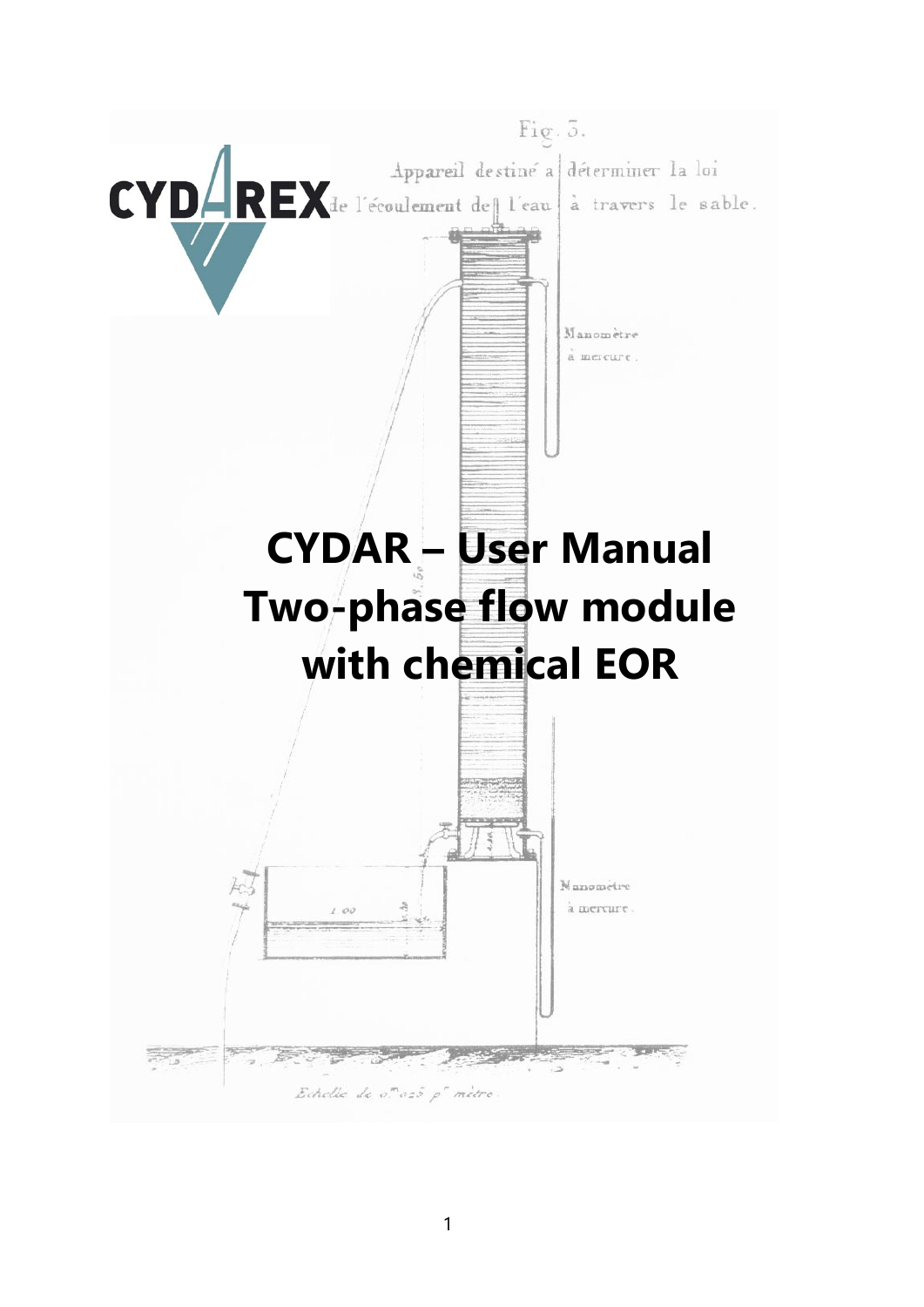# CYDAR – User Manual Two-phase flow module with chemical EOR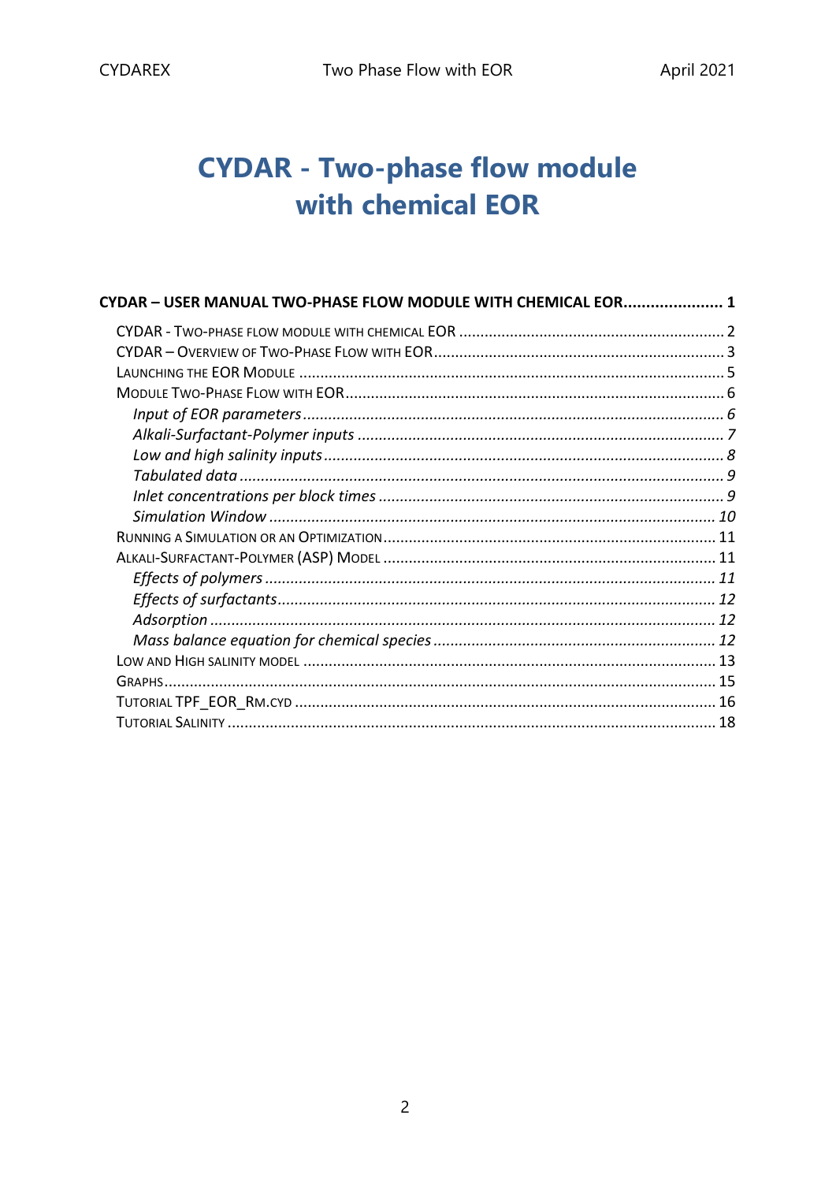# CYDAR - Two-phase flow module with chemical EOR

**CYDAR – USER MANUAL TWO-PHASE FLOW MODULE WITH CHEMICAL EOR...................... 1**

CYDAR - TWO-PHASE FLOW MODULE WITH CHEMICAL EOR ........................................................................ 2
CYDAR – OVERVIEW OF TWO-PHASE FLOW WITH EOR.................................................................... 3
LAUNCHING THE EOR MODULE ......................................................................................................... 5
MODULE TWO-PHASE FLOW WITH EOR.............................................................................................. 6
*Input of EOR parameters...................................................................................................... 6*
*Alkali-Surfactant-Polymer inputs ........................................................................................ 7*
*Low and high salinity inputs................................................................................................ 8*
*Tabulated data ..................................................................................................................... 9*
*Inlet concentrations per block times ................................................................................... 9*
*Simulation Window ............................................................................................................. 10*
RUNNING A SIMULATION OR AN OPTIMIZATION.............................................................................. 11
ALKALI-SURFACTANT-POLYMER (ASP) MODEL ............................................................................... 11
*Effects of polymers .............................................................................................................. 11*
*Effects of surfactants........................................................................................................... 12*
*Adsorption .......................................................................................................................... 12*
*Mass balance equation for chemical species ...................................................................... 12*
LOW AND HIGH SALINITY MODEL ..................................................................................................... 13
GRAPHS................................................................................................................................................ 15
TUTORIAL TPF_EOR_RM.CYD ......................................................................................................... 16
TUTORIAL SALINITY ........................................................................................................................... 18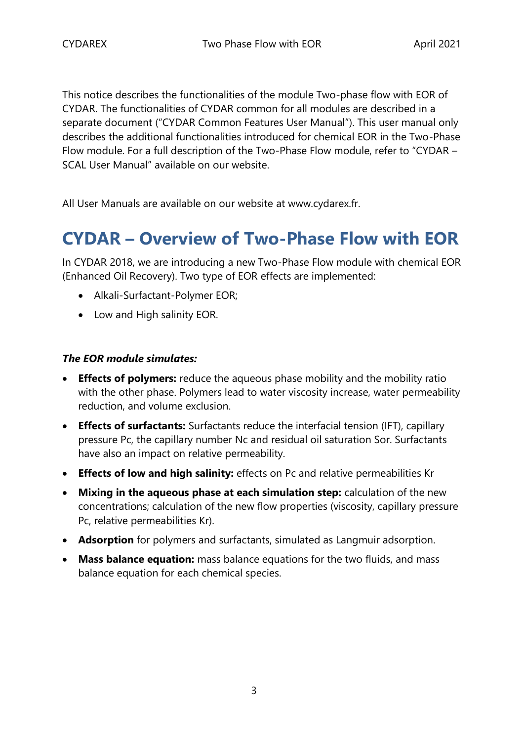This notice describes the functionalities of the module Two-phase flow with EOR of CYDAR. The functionalities of CYDAR common for all modules are described in a separate document ("CYDAR Common Features User Manual"). This user manual only describes the additional functionalities introduced for chemical EOR in the Two-Phase Flow module. For a full description of the Two-Phase Flow module, refer to "CYDAR – SCAL User Manual" available on our website.

All User Manuals are available on our website at www.cydarex.fr.

# CYDAR – Overview of Two-Phase Flow with EOR

In CYDAR 2018, we are introducing a new Two-Phase Flow module with chemical EOR (Enhanced Oil Recovery). Two type of EOR effects are implemented:

- Alkali-Surfactant-Polymer EOR;
- Low and High salinity EOR.

***The EOR module simulates:***

- **Effects of polymers:** reduce the aqueous phase mobility and the mobility ratio with the other phase. Polymers lead to water viscosity increase, water permeability reduction, and volume exclusion.
- **Effects of surfactants:** Surfactants reduce the interfacial tension (IFT), capillary pressure Pc, the capillary number Nc and residual oil saturation Sor. Surfactants have also an impact on relative permeability.
- **Effects of low and high salinity:** effects on Pc and relative permeabilities Kr
- **Mixing in the aqueous phase at each simulation step:** calculation of the new concentrations; calculation of the new flow properties (viscosity, capillary pressure Pc, relative permeabilities Kr).
- **Adsorption** for polymers and surfactants, simulated as Langmuir adsorption.
- **Mass balance equation:** mass balance equations for the two fluids, and mass balance equation for each chemical species.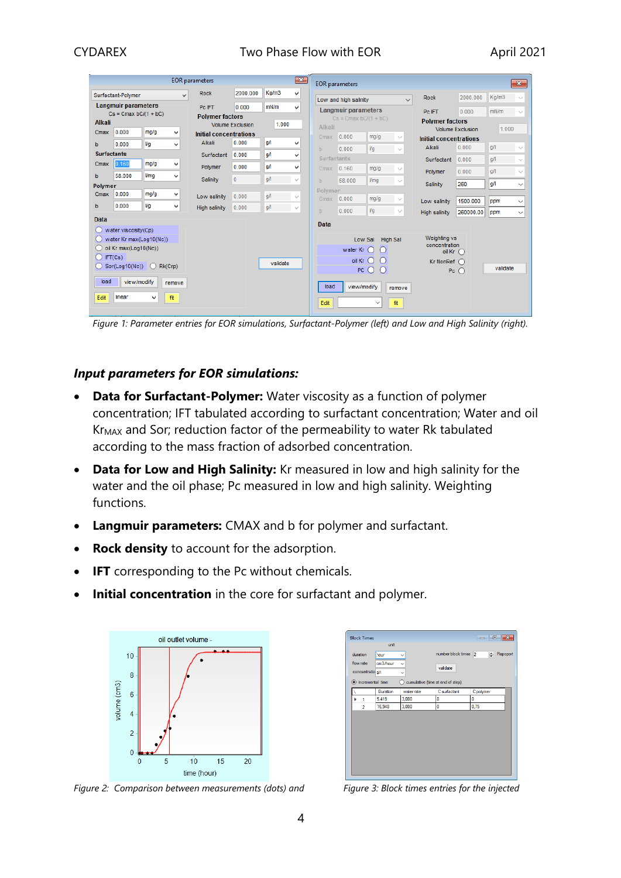*Figure 1: Parameter entries for EOR simulations, Surfactant-Polymer (left) and Low and High Salinity (right).*

### *Input parameters for EOR simulations:*

- **Data for Surfactant-Polymer:** Water viscosity as a function of polymer concentration; IFT tabulated according to surfactant concentration; Water and oil $Kr_{MAX}$ and Sor; reduction factor of the permeability to water Rk tabulated according to the mass fraction of adsorbed concentration.
- **Data for Low and High Salinity:** Kr measured in low and high salinity for the water and the oil phase; Pc measured in low and high salinity. Weighting functions.
- **Langmuir parameters:** CMAX and b for polymer and surfactant.
- **Rock density** to account for the adsorption.
- **IFT** corresponding to the Pc without chemicals.
- **Initial concentration** in the core for surfactant and polymer.

*Figure 2: Comparison between measurements (dots) and*

*Figure 3: Block times entries for the injected*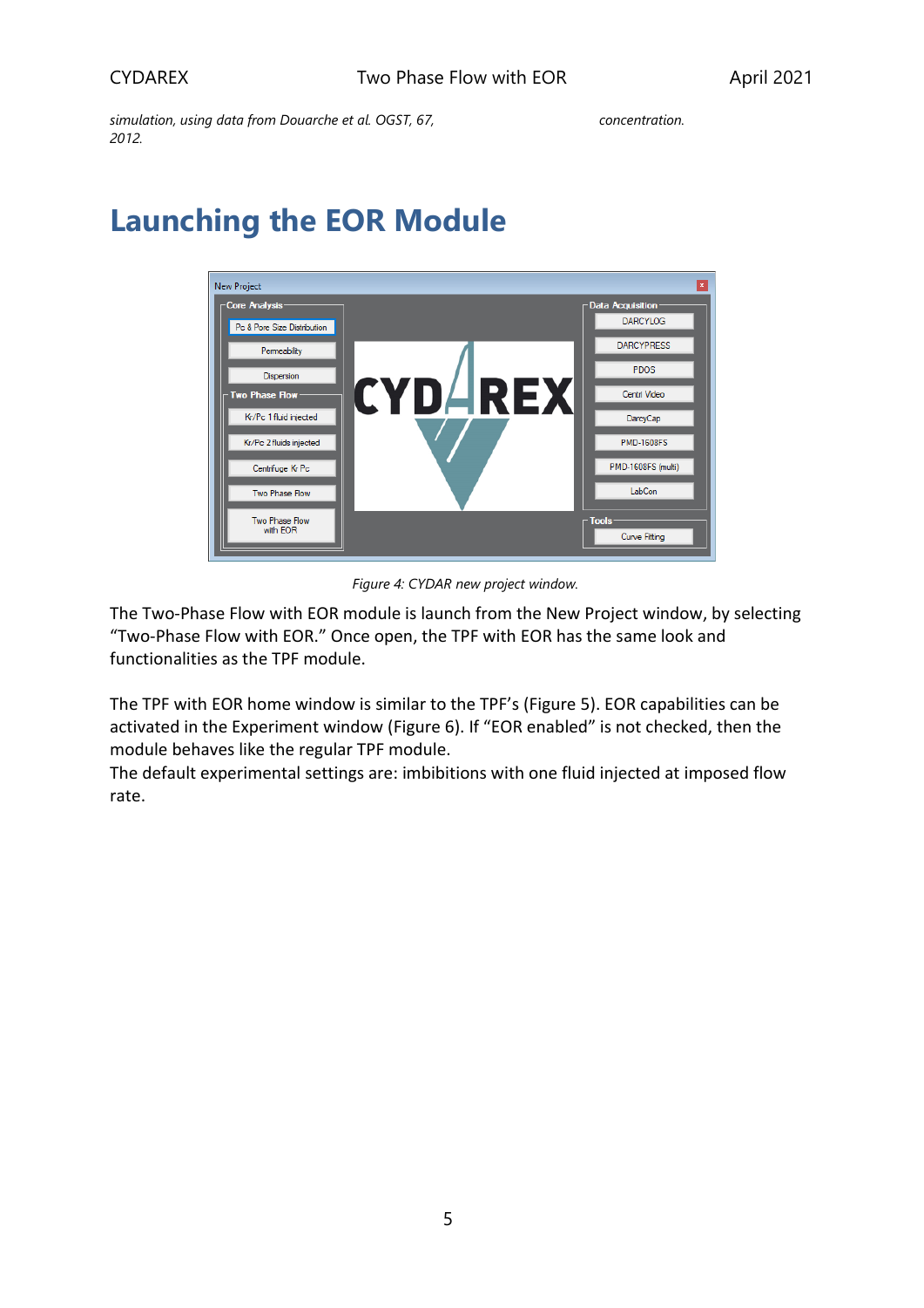*simulation, using data from Douarche et al. OGST, 67, 2012.*

*concentration.*

# Launching the EOR Module

*Figure 4: CYDAR new project window.*

The Two-Phase Flow with EOR module is launch from the New Project window, by selecting "Two-Phase Flow with EOR." Once open, the TPF with EOR has the same look and functionalities as the TPF module.

The TPF with EOR home window is similar to the TPF's (Figure 5). EOR capabilities can be activated in the Experiment window (Figure 6). If "EOR enabled" is not checked, then the module behaves like the regular TPF module.

The default experimental settings are: imbibitions with one fluid injected at imposed flow rate.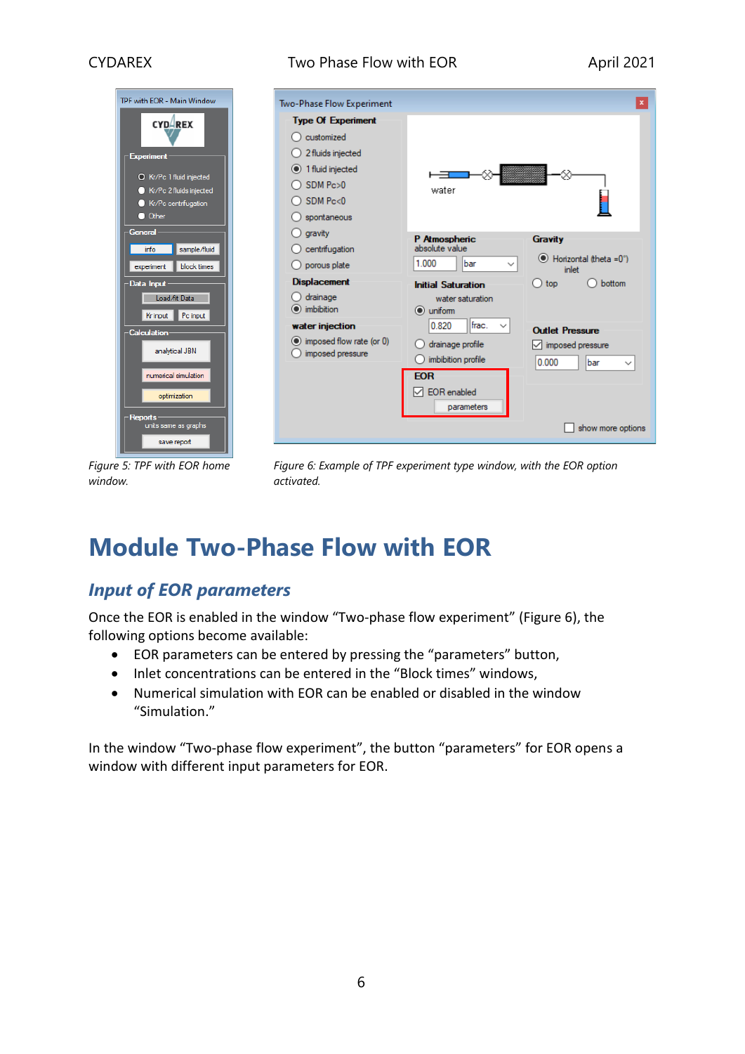Figure 5: TPF with EOR home window.

Figure 6: Example of TPF experiment type window, with the EOR option activated.

# Module Two-Phase Flow with EOR

## *Input of EOR parameters*

Once the EOR is enabled in the window “Two-phase flow experiment” (Figure 6), the following options become available:

- EOR parameters can be entered by pressing the “parameters” button,
- Inlet concentrations can be entered in the “Block times” windows,
- Numerical simulation with EOR can be enabled or disabled in the window “Simulation.”

In the window “Two-phase flow experiment”, the button “parameters” for EOR opens a window with different input parameters for EOR.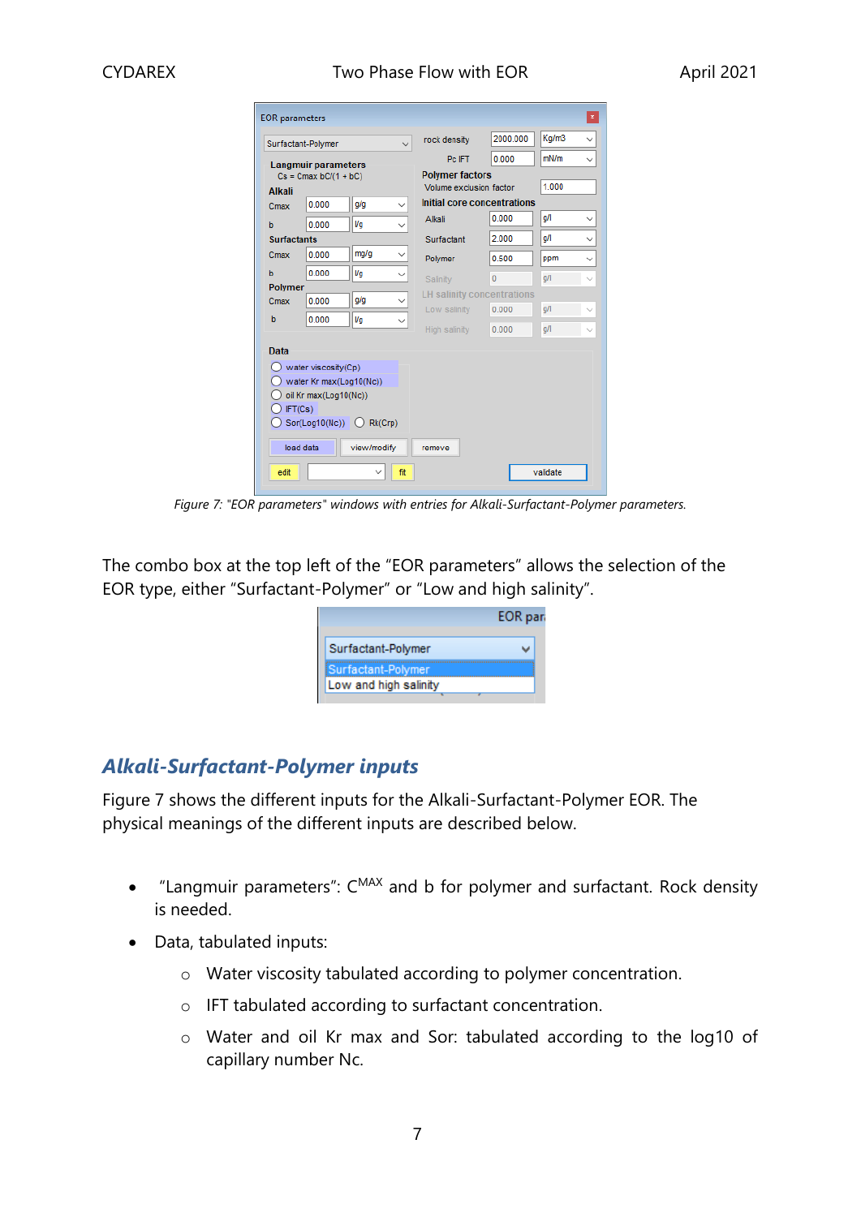Figure 7: "EOR parameters" windows with entries for Alkali-Surfactant-Polymer parameters.

The combo box at the top left of the “EOR parameters” allows the selection of the EOR type, either “Surfactant-Polymer” or “Low and high salinity”.

## *Alkali-Surfactant-Polymer inputs*

Figure 7 shows the different inputs for the Alkali-Surfactant-Polymer EOR. The physical meanings of the different inputs are described below.

- “Langmuir parameters”: $C^{MAX}$ and b for polymer and surfactant. Rock density is needed.
- Data, tabulated inputs:
  - Water viscosity tabulated according to polymer concentration.
  - IFT tabulated according to surfactant concentration.
  - Water and oil Kr max and Sor: tabulated according to the log10 of capillary number Nc.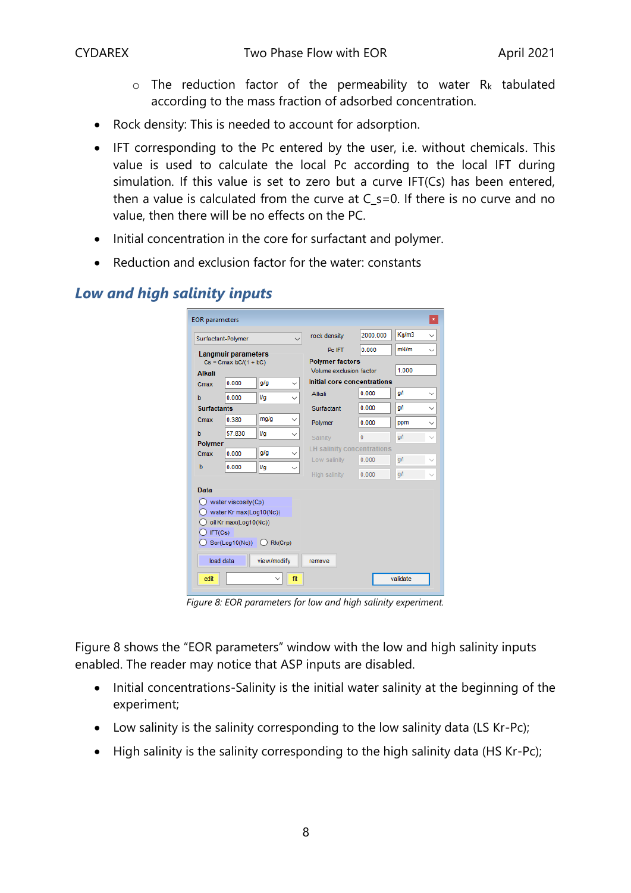- The reduction factor of the permeability to water $R_k$ tabulated according to the mass fraction of adsorbed concentration.

- Rock density: This is needed to account for adsorption.
- IFT corresponding to the Pc entered by the user, i.e. without chemicals. This value is used to calculate the local Pc according to the local IFT during simulation. If this value is set to zero but a curve IFT(Cs) has been entered, then a value is calculated from the curve at $C_s=0$. If there is no curve and no value, then there will be no effects on the PC.
- Initial concentration in the core for surfactant and polymer.
- Reduction and exclusion factor for the water: constants

## Low and high salinity inputs

Figure 8: EOR parameters for low and high salinity experiment.

Figure 8 shows the "EOR parameters" window with the low and high salinity inputs enabled. The reader may notice that ASP inputs are disabled.

- Initial concentrations-Salinity is the initial water salinity at the beginning of the experiment;
- Low salinity is the salinity corresponding to the low salinity data (LS Kr-Pc);
- High salinity is the salinity corresponding to the high salinity data (HS Kr-Pc);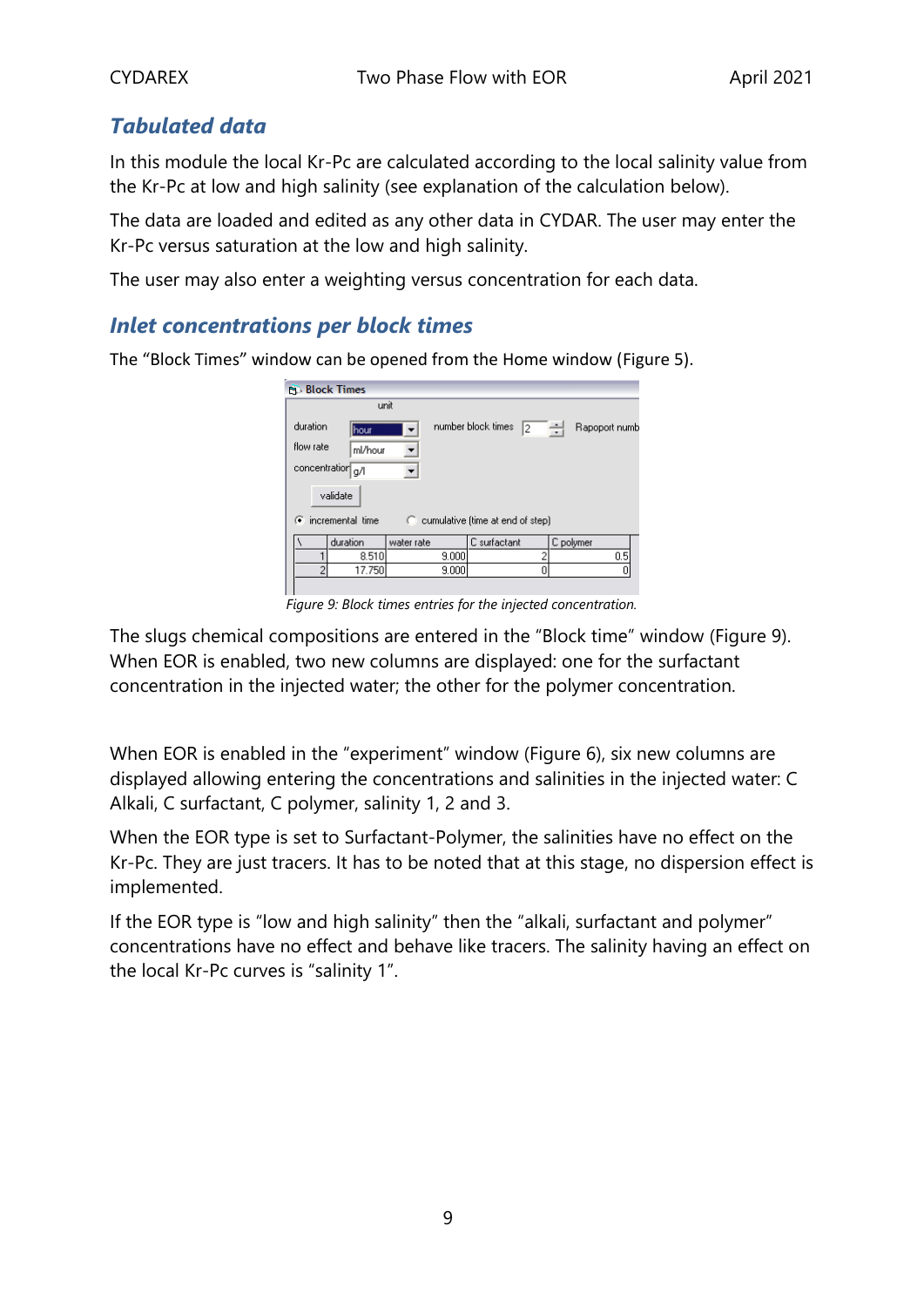## Tabulated data

In this module the local Kr-Pc are calculated according to the local salinity value from the Kr-Pc at low and high salinity (see explanation of the calculation below).

The data are loaded and edited as any other data in CYDAR. The user may enter the Kr-Pc versus saturation at the low and high salinity.

The user may also enter a weighting versus concentration for each data.

## Inlet concentrations per block times

The "Block Times" window can be opened from the Home window (Figure 5).

*Figure 9: Block times entries for the injected concentration.*

The slugs chemical compositions are entered in the "Block time" window (Figure 9). When EOR is enabled, two new columns are displayed: one for the surfactant concentration in the injected water; the other for the polymer concentration.

When EOR is enabled in the "experiment" window (Figure 6), six new columns are displayed allowing entering the concentrations and salinities in the injected water: C Alkali, C surfactant, C polymer, salinity 1, 2 and 3.

When the EOR type is set to Surfactant-Polymer, the salinities have no effect on the Kr-Pc. They are just tracers. It has to be noted that at this stage, no dispersion effect is implemented.

If the EOR type is "low and high salinity" then the "alkali, surfactant and polymer" concentrations have no effect and behave like tracers. The salinity having an effect on the local Kr-Pc curves is "salinity 1".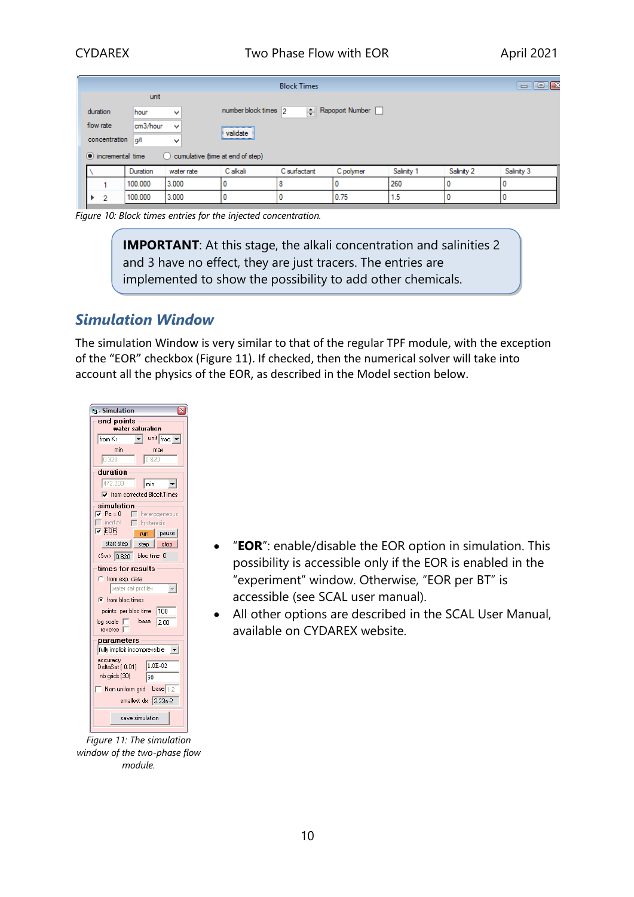Figure 10: Block times entries for the injected concentration.

> **IMPORTANT**: At this stage, the alkali concentration and salinities 2 and 3 have no effect, they are just tracers. The entries are implemented to show the possibility to add other chemicals.

## Simulation Window

The simulation Window is very similar to that of the regular TPF module, with the exception of the "EOR" checkbox (Figure 11). If checked, then the numerical solver will take into account all the physics of the EOR, as described in the Model section below.

Figure 11: The simulation window of the two-phase flow module.

- "**EOR**": enable/disable the EOR option in simulation. This possibility is accessible only if the EOR is enabled in the "experiment" window. Otherwise, "EOR per BT" is accessible (see SCAL user manual).
- All other options are described in the SCAL User Manual, available on CYDAREX website.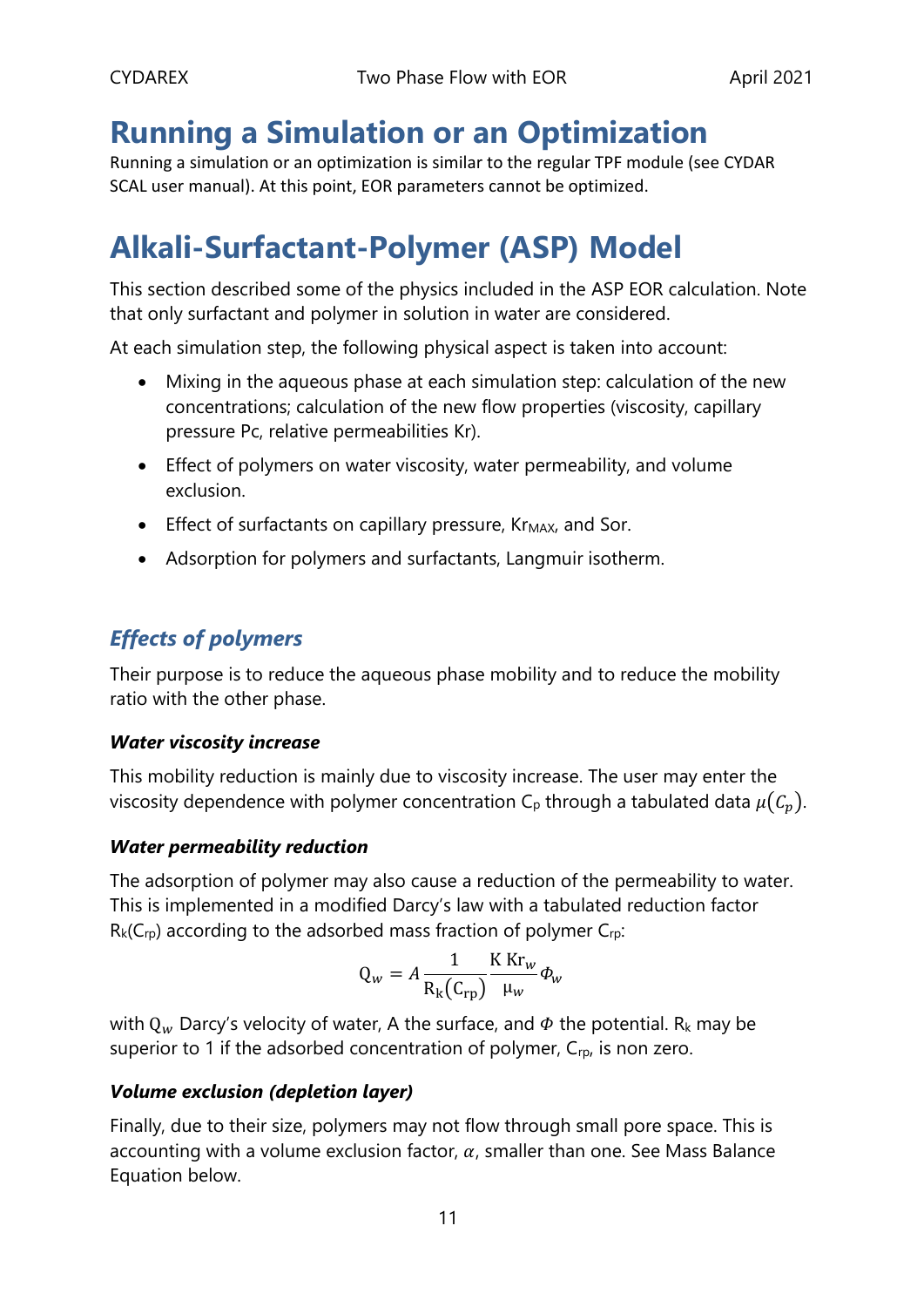# Running a Simulation or an Optimization

Running a simulation or an optimization is similar to the regular TPF module (see CYDAR SCAL user manual). At this point, EOR parameters cannot be optimized.

# Alkali-Surfactant-Polymer (ASP) Model

This section described some of the physics included in the ASP EOR calculation. Note that only surfactant and polymer in solution in water are considered.

At each simulation step, the following physical aspect is taken into account:

- Mixing in the aqueous phase at each simulation step: calculation of the new concentrations; calculation of the new flow properties (viscosity, capillary pressure Pc, relative permeabilities Kr).
- Effect of polymers on water viscosity, water permeability, and volume exclusion.
- Effect of surfactants on capillary pressure, $Kr_{MAX}$, and Sor.
- Adsorption for polymers and surfactants, Langmuir isotherm.

## *Effects of polymers*

Their purpose is to reduce the aqueous phase mobility and to reduce the mobility ratio with the other phase.

### *Water viscosity increase*

This mobility reduction is mainly due to viscosity increase. The user may enter the viscosity dependence with polymer concentration $C_p$ through a tabulated data $\mu(C_p)$.

### *Water permeability reduction*

The adsorption of polymer may also cause a reduction of the permeability to water. This is implemented in a modified Darcy's law with a tabulated reduction factor $R_k(C_{rp})$ according to the adsorbed mass fraction of polymer $C_{rp}$:

$$Q_w = A \frac{1}{R_k(C_{rp})} \frac{K\, Kr_w}{\mu_w} \Phi_w$$

with $Q_w$ Darcy's velocity of water, A the surface, and $\Phi$ the potential. $R_k$ may be superior to 1 if the adsorbed concentration of polymer, $C_{rp}$, is non zero.

### *Volume exclusion (depletion layer)*

Finally, due to their size, polymers may not flow through small pore space. This is accounting with a volume exclusion factor, $\alpha$, smaller than one. See Mass Balance Equation below.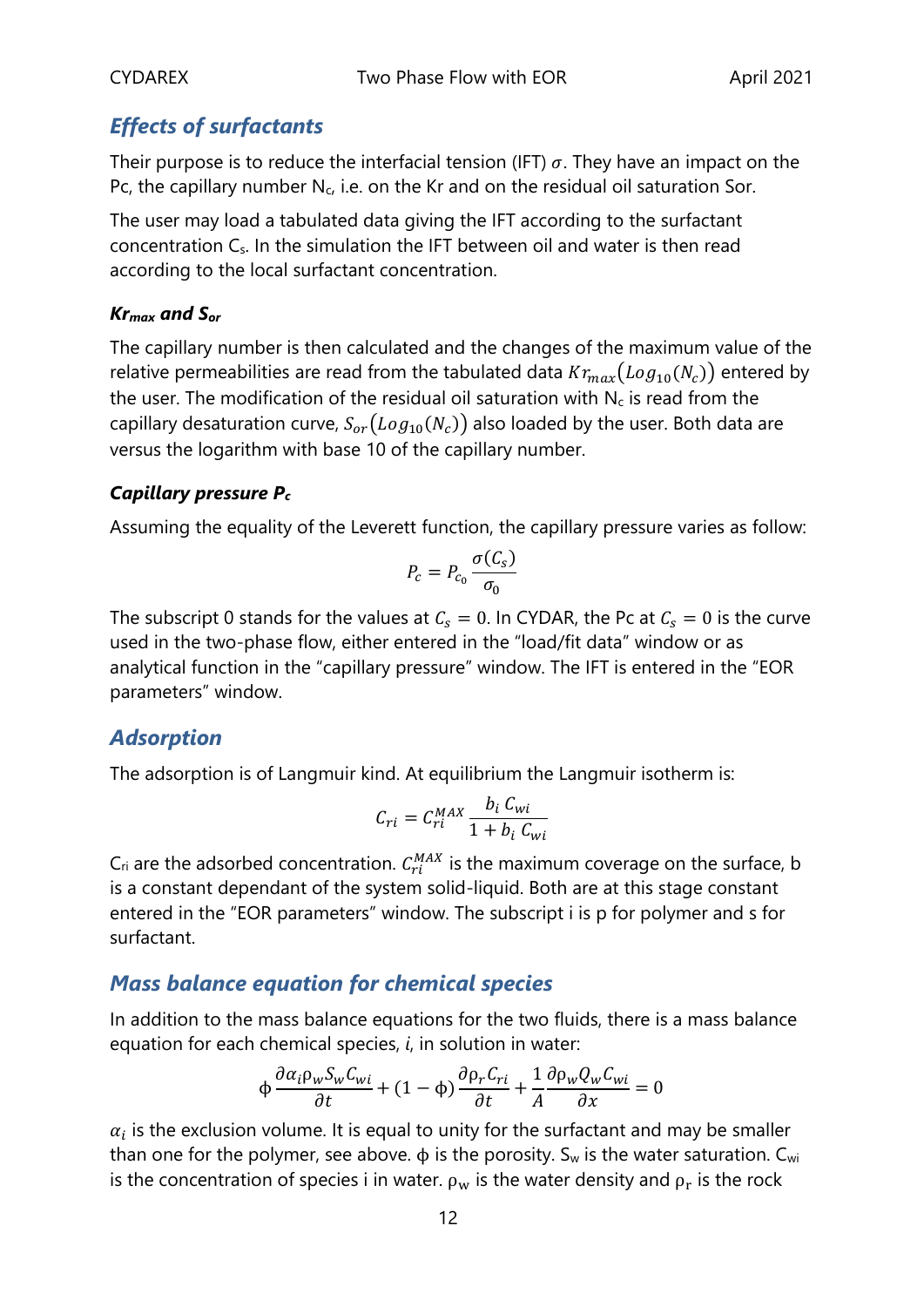## *Effects of surfactants*

Their purpose is to reduce the interfacial tension (IFT) $\sigma$. They have an impact on the Pc, the capillary number $N_c$, i.e. on the Kr and on the residual oil saturation Sor.

The user may load a tabulated data giving the IFT according to the surfactant concentration $C_s$. In the simulation the IFT between oil and water is then read according to the local surfactant concentration.

#### *$Kr_{max}$ and $S_{or}$*

The capillary number is then calculated and the changes of the maximum value of the relative permeabilities are read from the tabulated data $Kr_{max}(Log_{10}(N_c))$ entered by the user. The modification of the residual oil saturation with $N_c$ is read from the capillary desaturation curve, $S_{or}(Log_{10}(N_c))$ also loaded by the user. Both data are versus the logarithm with base 10 of the capillary number.

#### *Capillary pressure $P_c$*

Assuming the equality of the Leverett function, the capillary pressure varies as follow:

$$P_c = P_{c_0} \frac{\sigma(C_s)}{\sigma_0}$$

The subscript 0 stands for the values at $C_s = 0$. In CYDAR, the Pc at $C_s = 0$ is the curve used in the two-phase flow, either entered in the "load/fit data" window or as analytical function in the "capillary pressure" window. The IFT is entered in the "EOR parameters" window.

## *Adsorption*

The adsorption is of Langmuir kind. At equilibrium the Langmuir isotherm is:

$$C_{ri} = C_{ri}^{MAX} \frac{b_i \, C_{wi}}{1 + b_i \, C_{wi}}$$

$C_{ri}$ are the adsorbed concentration. $C_{ri}^{MAX}$ is the maximum coverage on the surface, b is a constant dependant of the system solid-liquid. Both are at this stage constant entered in the "EOR parameters" window. The subscript i is p for polymer and s for surfactant.

## *Mass balance equation for chemical species*

In addition to the mass balance equations for the two fluids, there is a mass balance equation for each chemical species, $i$, in solution in water:

$$\phi \frac{\partial \alpha_i \rho_w S_w C_{wi}}{\partial t} + (1 - \phi) \frac{\partial \rho_r C_{ri}}{\partial t} + \frac{1}{A} \frac{\partial \rho_w Q_w C_{wi}}{\partial x} = 0$$

$\alpha_i$ is the exclusion volume. It is equal to unity for the surfactant and may be smaller than one for the polymer, see above. $\phi$ is the porosity. $S_w$ is the water saturation. $C_{wi}$ is the concentration of species i in water. $\rho_w$ is the water density and $\rho_r$ is the rock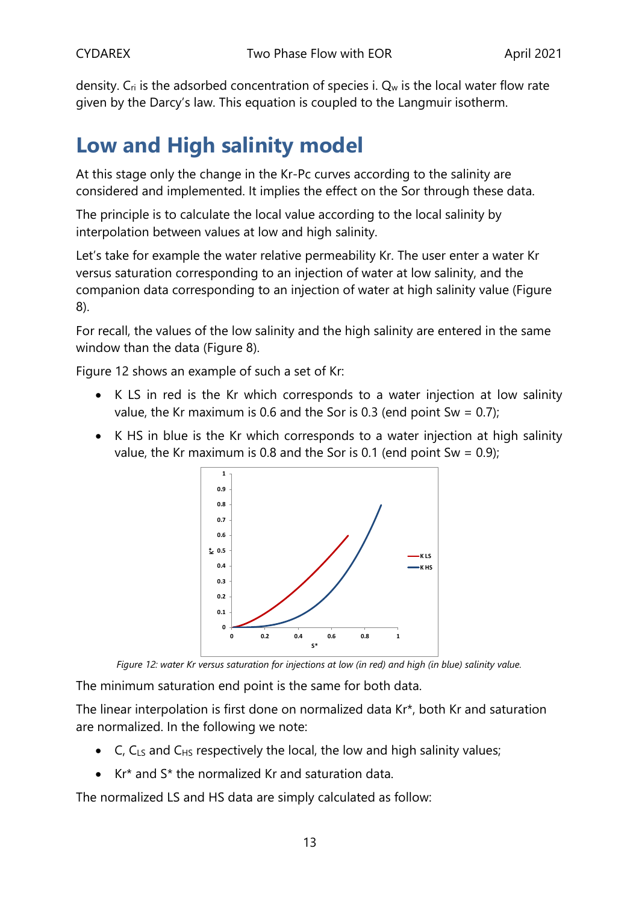density. $C_{ri}$ is the adsorbed concentration of species i. $Q_w$ is the local water flow rate given by the Darcy's law. This equation is coupled to the Langmuir isotherm.

# Low and High salinity model

At this stage only the change in the Kr-Pc curves according to the salinity are considered and implemented. It implies the effect on the Sor through these data.

The principle is to calculate the local value according to the local salinity by interpolation between values at low and high salinity.

Let's take for example the water relative permeability Kr. The user enter a water Kr versus saturation corresponding to an injection of water at low salinity, and the companion data corresponding to an injection of water at high salinity value (Figure 8).

For recall, the values of the low salinity and the high salinity are entered in the same window than the data (Figure 8).

Figure 12 shows an example of such a set of Kr:

- K LS in red is the Kr which corresponds to a water injection at low salinity value, the Kr maximum is 0.6 and the Sor is 0.3 (end point Sw = 0.7);
- K HS in blue is the Kr which corresponds to a water injection at high salinity value, the Kr maximum is 0.8 and the Sor is 0.1 (end point Sw = 0.9);

*Figure 12: water Kr versus saturation for injections at low (in red) and high (in blue) salinity value.*

The minimum saturation end point is the same for both data.

The linear interpolation is first done on normalized data Kr*, both Kr and saturation are normalized. In the following we note:

- C, $C_{LS}$ and $C_{HS}$ respectively the local, the low and high salinity values;
- Kr* and S* the normalized Kr and saturation data.

The normalized LS and HS data are simply calculated as follow: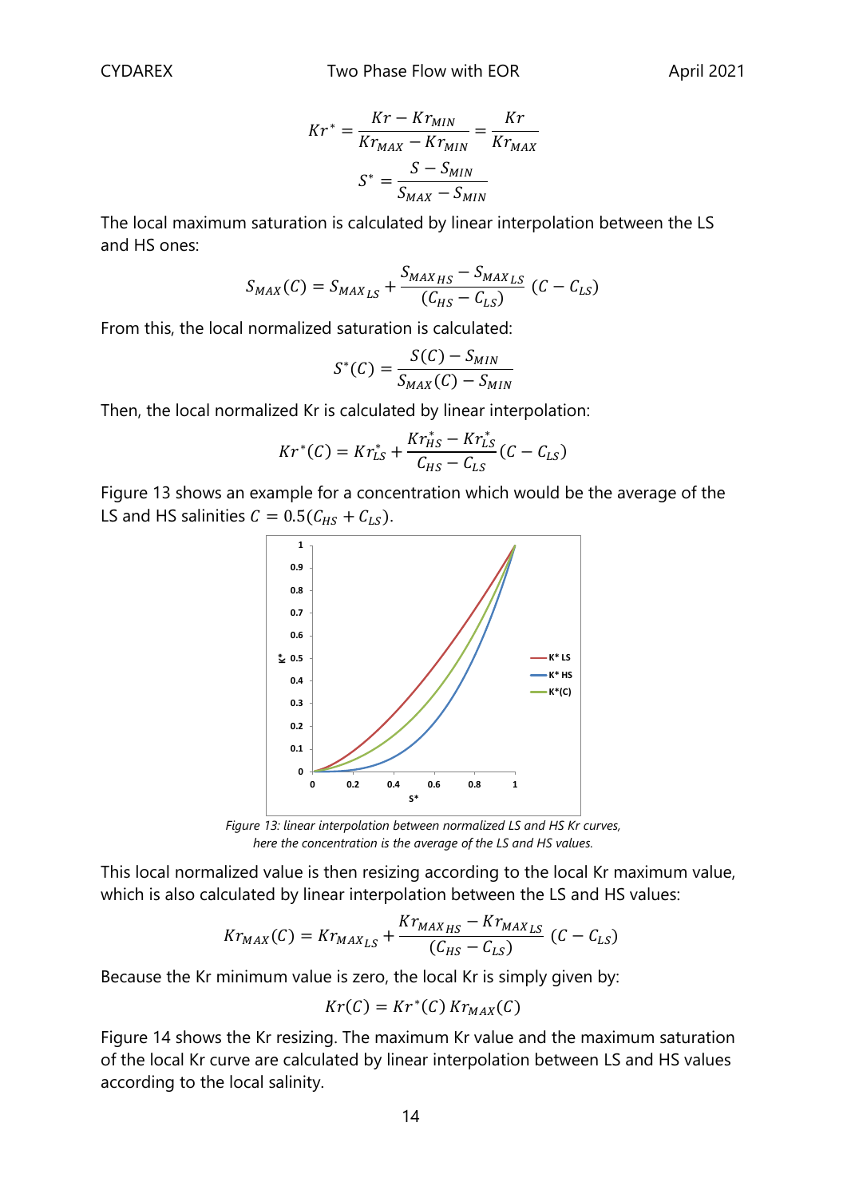$$Kr^* = \frac{Kr - Kr_{MIN}}{Kr_{MAX} - Kr_{MIN}} = \frac{Kr}{Kr_{MAX}}$$

$$S^* = \frac{S - S_{MIN}}{S_{MAX} - S_{MIN}}$$

The local maximum saturation is calculated by linear interpolation between the LS and HS ones:

$$S_{MAX}(C) = S_{MAX\,LS} + \frac{S_{MAX\,HS} - S_{MAX\,LS}}{(C_{HS} - C_{LS})}\,(C - C_{LS})$$

From this, the local normalized saturation is calculated:

$$S^*(C) = \frac{S(C) - S_{MIN}}{S_{MAX}(C) - S_{MIN}}$$

Then, the local normalized Kr is calculated by linear interpolation:

$$Kr^*(C) = Kr^*_{LS} + \frac{Kr^*_{HS} - Kr^*_{LS}}{C_{HS} - C_{LS}}(C - C_{LS})$$

Figure 13 shows an example for a concentration which would be the average of the LS and HS salinities $C = 0.5(C_{HS} + C_{LS})$.

*Figure 13: linear interpolation between normalized LS and HS Kr curves, here the concentration is the average of the LS and HS values.*

This local normalized value is then resizing according to the local Kr maximum value, which is also calculated by linear interpolation between the LS and HS values:

$$Kr_{MAX}(C) = Kr_{MAX\,LS} + \frac{Kr_{MAX\,HS} - Kr_{MAX\,LS}}{(C_{HS} - C_{LS})}\,(C - C_{LS})$$

Because the Kr minimum value is zero, the local Kr is simply given by:

$$Kr(C) = Kr^*(C)\,Kr_{MAX}(C)$$

Figure 14 shows the Kr resizing. The maximum Kr value and the maximum saturation of the local Kr curve are calculated by linear interpolation between LS and HS values according to the local salinity.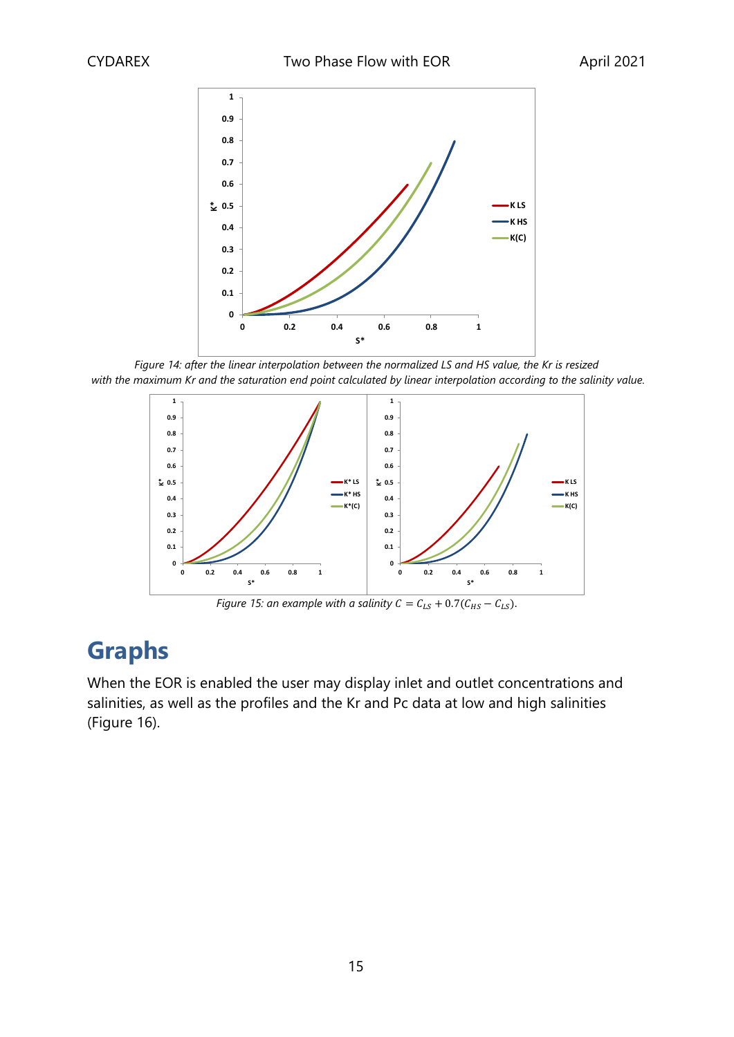*Figure 14: after the linear interpolation between the normalized LS and HS value, the Kr is resized with the maximum Kr and the saturation end point calculated by linear interpolation according to the salinity value.*

*Figure 15: an example with a salinity* $C = C_{LS} + 0.7(C_{HS} - C_{LS})$.

# Graphs

When the EOR is enabled the user may display inlet and outlet concentrations and salinities, as well as the profiles and the Kr and Pc data at low and high salinities (Figure 16).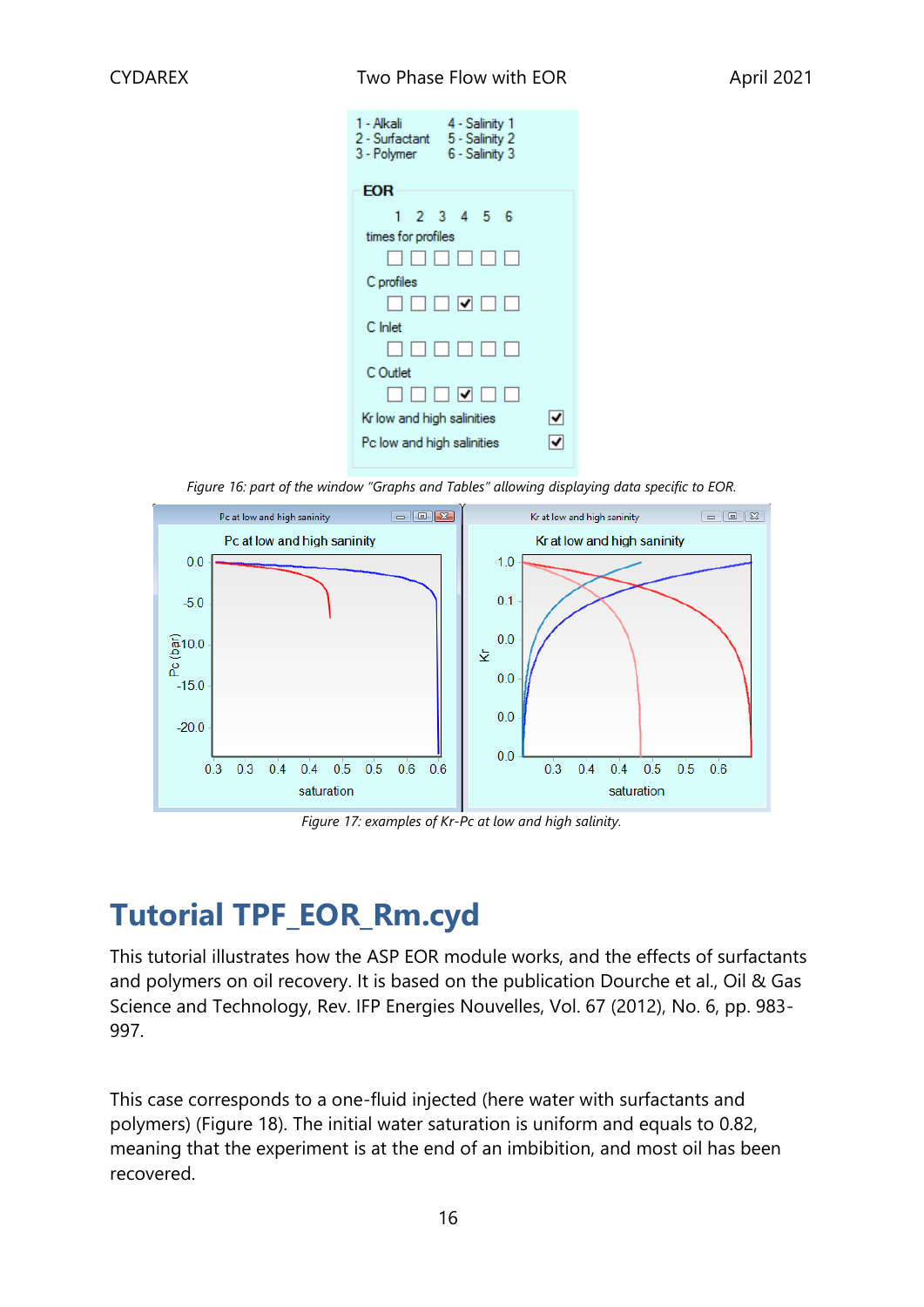Figure 16: part of the window "Graphs and Tables" allowing displaying data specific to EOR.

Figure 17: examples of Kr-Pc at low and high salinity.

# Tutorial TPF_EOR_Rm.cyd

This tutorial illustrates how the ASP EOR module works, and the effects of surfactants and polymers on oil recovery. It is based on the publication Dourche et al., Oil & Gas Science and Technology, Rev. IFP Energies Nouvelles, Vol. 67 (2012), No. 6, pp. 983-997.

This case corresponds to a one-fluid injected (here water with surfactants and polymers) (Figure 18). The initial water saturation is uniform and equals to 0.82, meaning that the experiment is at the end of an imbibition, and most oil has been recovered.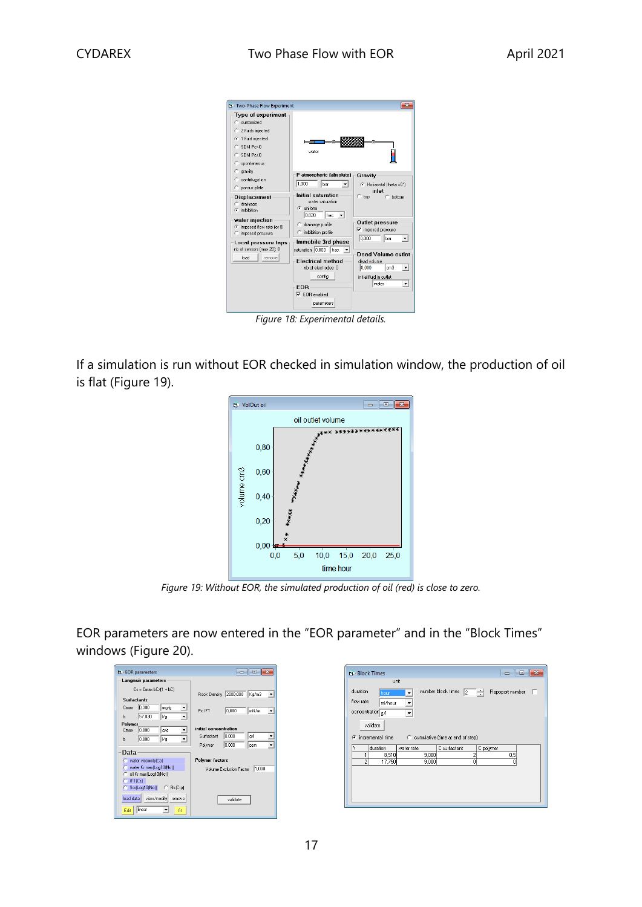*Figure 18: Experimental details.*

If a simulation is run without EOR checked in simulation window, the production of oil is flat (Figure 19).

*Figure 19: Without EOR, the simulated production of oil (red) is close to zero.*

EOR parameters are now entered in the “EOR parameter” and in the “Block Times” windows (Figure 20).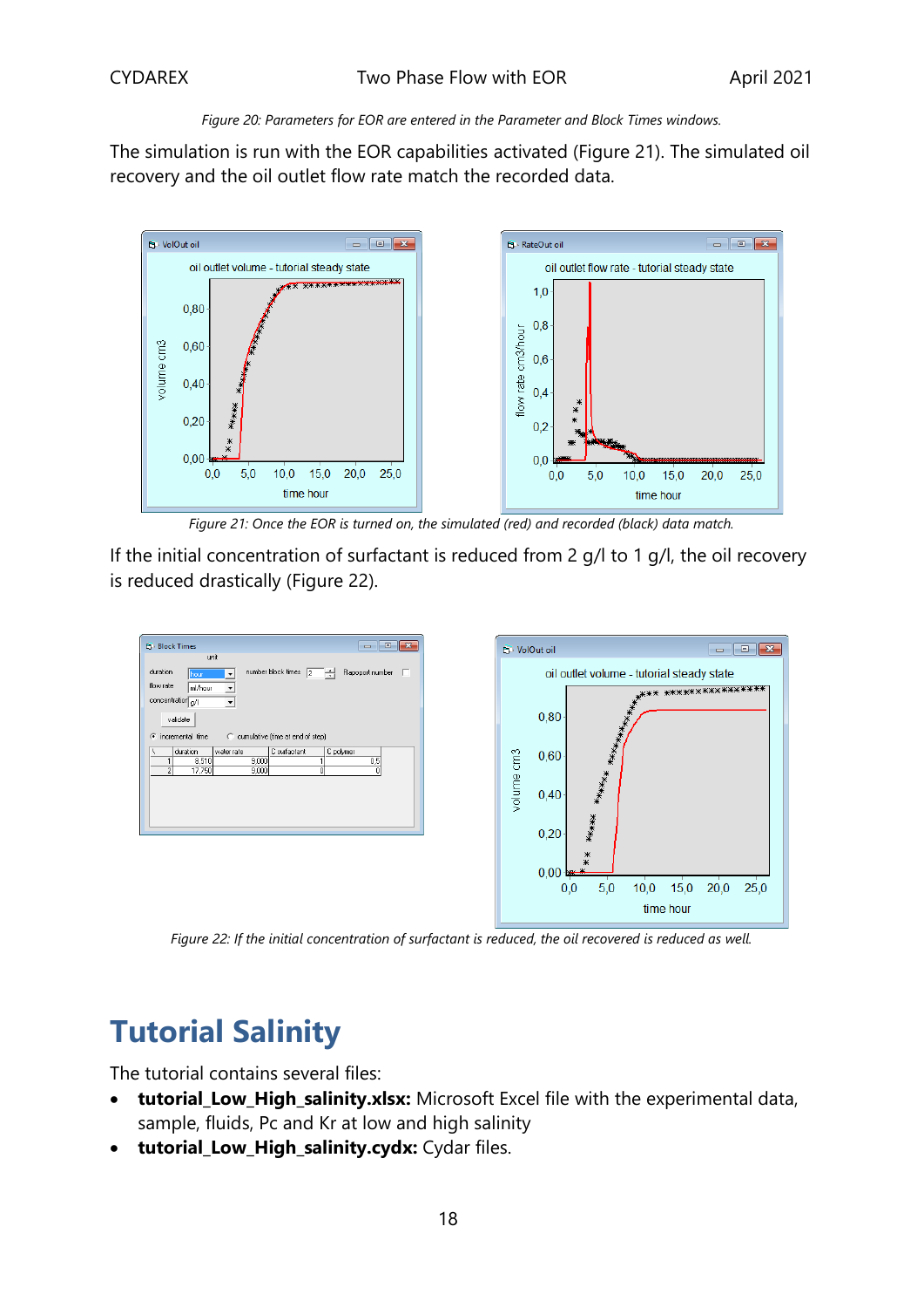*Figure 20: Parameters for EOR are entered in the Parameter and Block Times windows.*

The simulation is run with the EOR capabilities activated (Figure 21). The simulated oil recovery and the oil outlet flow rate match the recorded data.

*Figure 21: Once the EOR is turned on, the simulated (red) and recorded (black) data match.*

If the initial concentration of surfactant is reduced from 2 g/l to 1 g/l, the oil recovery is reduced drastically (Figure 22).

*Figure 22: If the initial concentration of surfactant is reduced, the oil recovered is reduced as well.*

# Tutorial Salinity

The tutorial contains several files:

- **tutorial_Low_High_salinity.xlsx:** Microsoft Excel file with the experimental data, sample, fluids, Pc and Kr at low and high salinity
- **tutorial_Low_High_salinity.cydx:** Cydar files.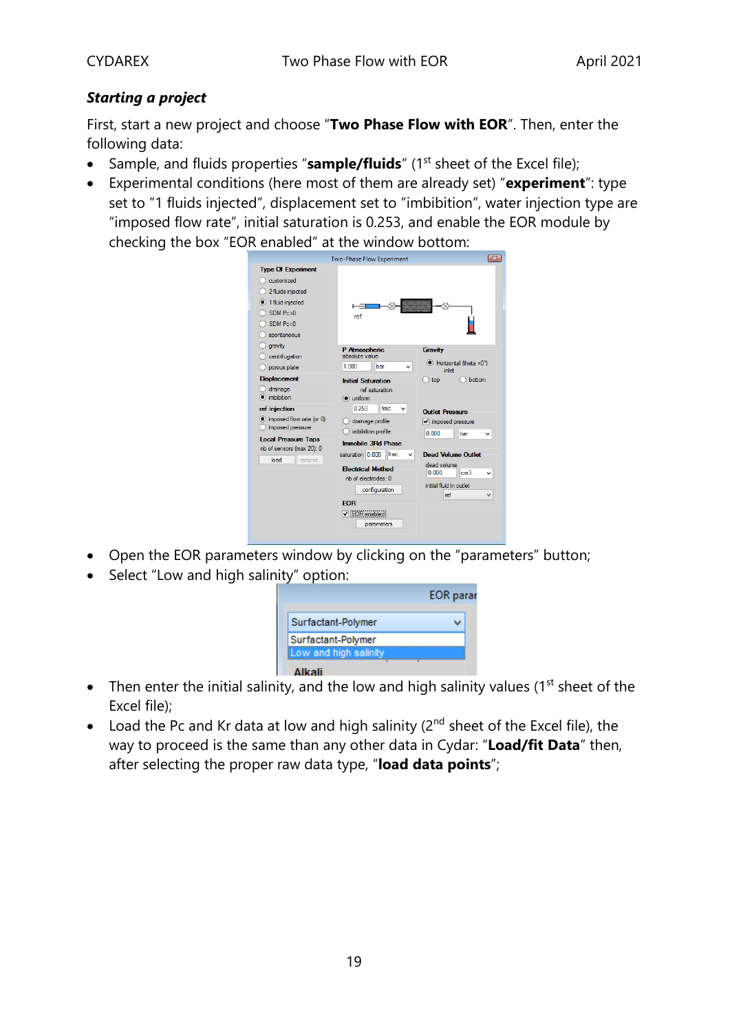### *Starting a project*

First, start a new project and choose "**Two Phase Flow with EOR**". Then, enter the following data:

- Sample, and fluids properties "**sample/fluids**" (1st sheet of the Excel file);
- Experimental conditions (here most of them are already set) "**experiment**": type set to "1 fluids injected", displacement set to "imbibition", water injection type are "imposed flow rate", initial saturation is 0.253, and enable the EOR module by checking the box "EOR enabled" at the window bottom:
- Open the EOR parameters window by clicking on the "parameters" button;
- Select "Low and high salinity" option:
- Then enter the initial salinity, and the low and high salinity values (1st sheet of the Excel file);
- Load the Pc and Kr data at low and high salinity (2nd sheet of the Excel file), the way to proceed is the same than any other data in Cydar: "**Load/fit Data**" then, after selecting the proper raw data type, "**load data points**";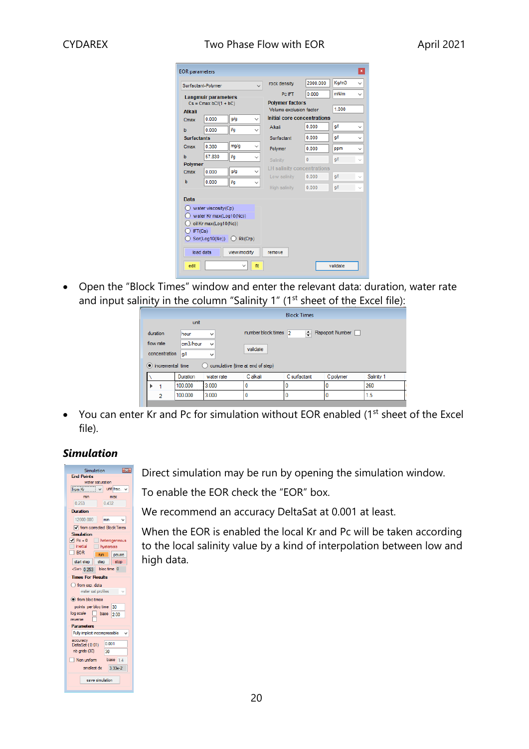- Open the "Block Times" window and enter the relevant data: duration, water rate and input salinity in the column "Salinity 1" (1st sheet of the Excel file):

- You can enter Kr and Pc for simulation without EOR enabled (1st sheet of the Excel file).

### *Simulation*

Direct simulation may be run by opening the simulation window.

To enable the EOR check the "EOR" box.

We recommend an accuracy DeltaSat at 0.001 at least.

When the EOR is enabled the local Kr and Pc will be taken according to the local salinity value by a kind of interpolation between low and high data.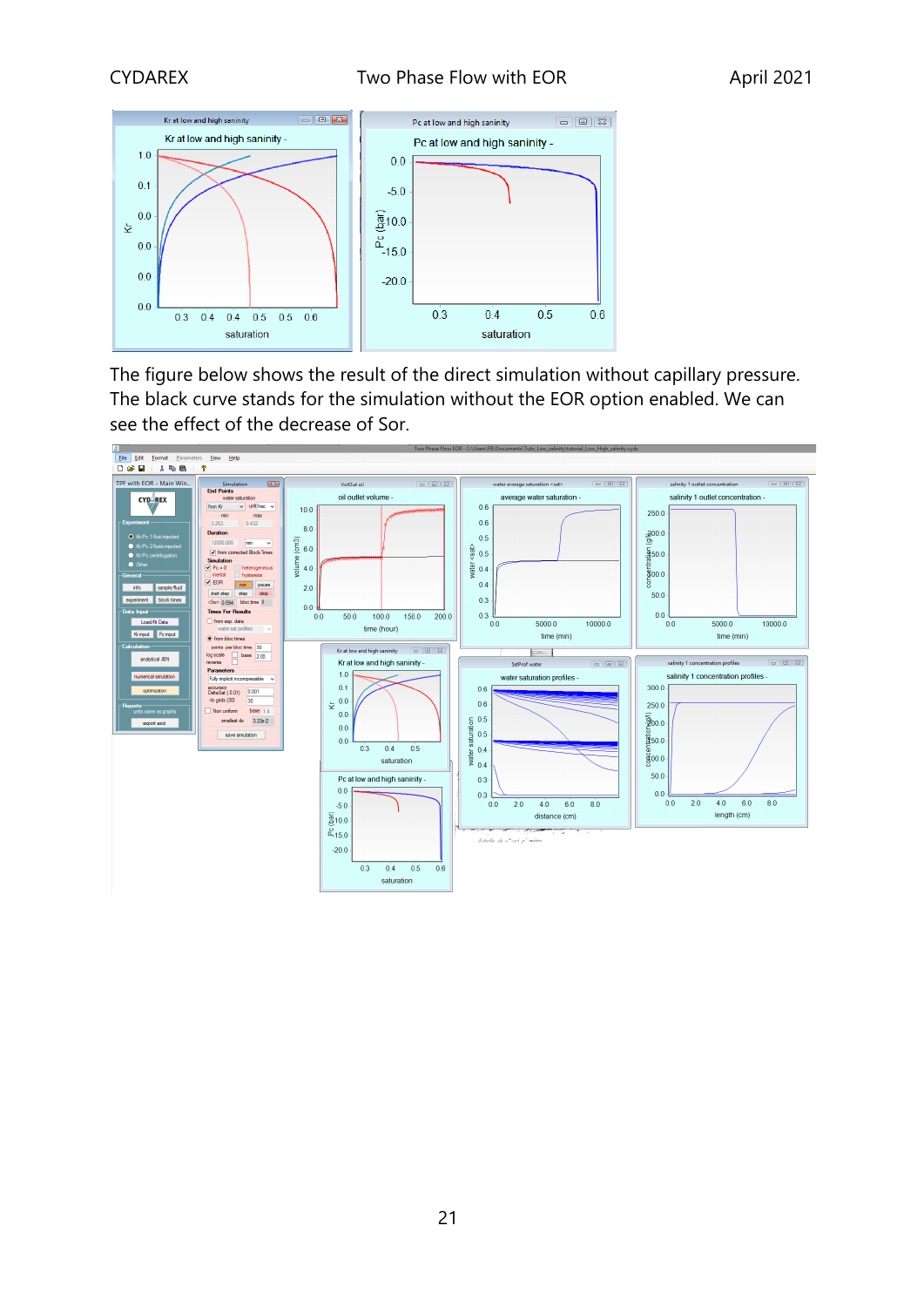Kr at low and high saninity

1.0
0.1
0.0
0.0
0.0
0.0
0.3 0.4 0.4 0.5 0.5 0.6
Kr
saturation

Pc at low and high saninity

0.0
-5.0
-10.0
-15.0
-20.0
0.3 0.4 0.5 0.6
Pc (bar)
saturation

The figure below shows the result of the direct simulation without capillary pressure. The black curve stands for the simulation without the EOR option enabled. We can see the effect of the decrease of Sor.

oil outlet volume
volume (cm3)
time (hour)

average water saturation
water <sat>
time (min)

salinity 1 outlet concentration
concentration (g/l)
time (min)

Kr at low and high saninity
Kr
saturation

water saturation profiles
water saturation
distance (cm)

salinity 1 concentration profiles
concentration (g/l)
length (cm)

Pc at low and high saninity
Pc (bar)
saturation